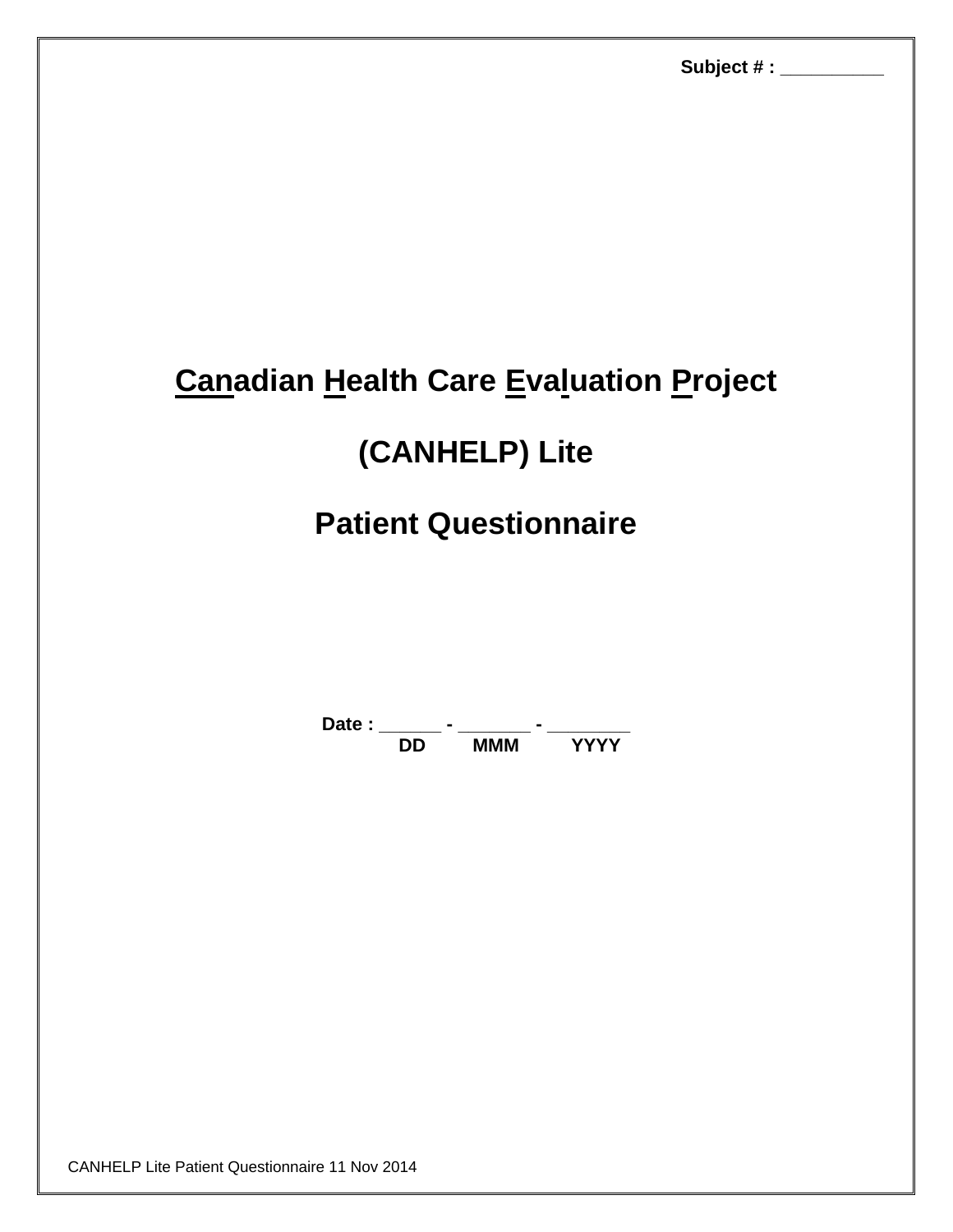**Subject # : __________**

# Canadian Health Care Evaluation Project

# (CANHELP) Lite

# Patient Questionnaire

**Date : ______ - _______ - ________**
**DD MMM YYYY**

CANHELP Lite Patient Questionnaire 11 Nov 2014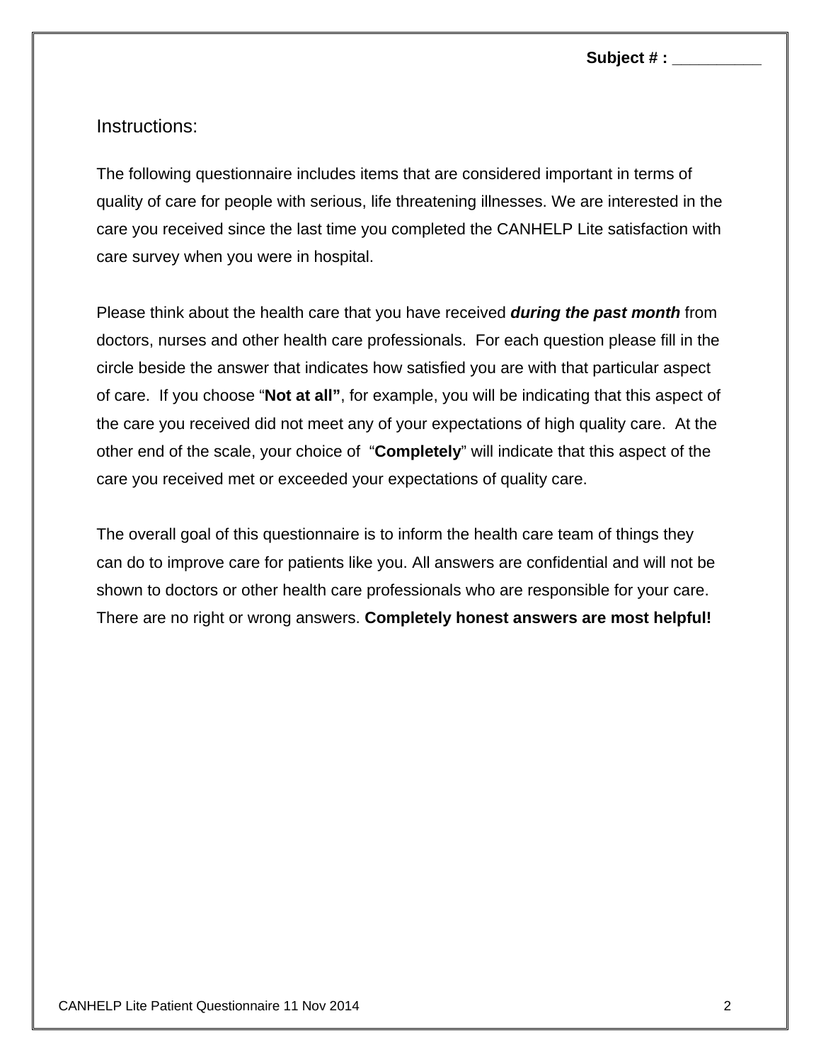**Subject # : __________**

## Instructions:

The following questionnaire includes items that are considered important in terms of quality of care for people with serious, life threatening illnesses. We are interested in the care you received since the last time you completed the CANHELP Lite satisfaction with care survey when you were in hospital.

Please think about the health care that you have received ***during the past month*** from doctors, nurses and other health care professionals. For each question please fill in the circle beside the answer that indicates how satisfied you are with that particular aspect of care. If you choose "**Not at all"**, for example, you will be indicating that this aspect of the care you received did not meet any of your expectations of high quality care. At the other end of the scale, your choice of "**Completely**" will indicate that this aspect of the care you received met or exceeded your expectations of quality care.

The overall goal of this questionnaire is to inform the health care team of things they can do to improve care for patients like you. All answers are confidential and will not be shown to doctors or other health care professionals who are responsible for your care. There are no right or wrong answers. **Completely honest answers are most helpful!**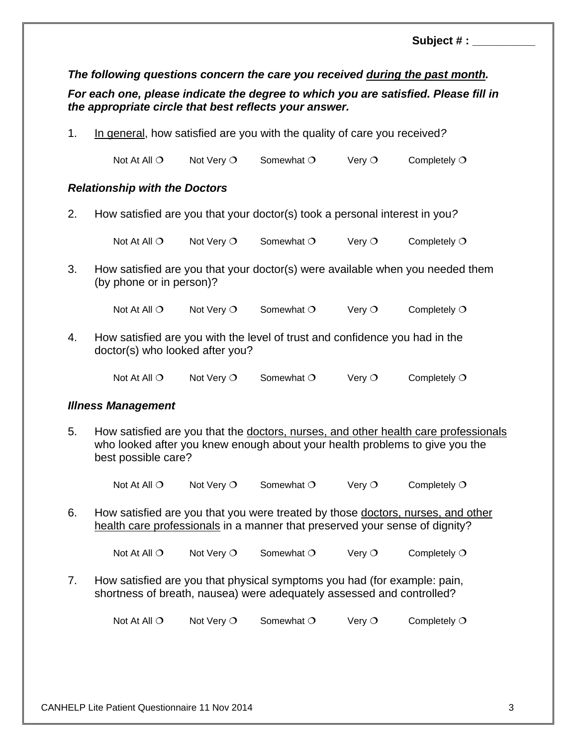**Subject # :** __________

***The following questions concern the care you received <u>during the past month</u>.***

***For each one, please indicate the degree to which you are satisfied. Please fill in the appropriate circle that best reflects your answer.***

1. <u>In general</u>, how satisfied are you with the quality of care you received?

   Not At All ❍ Not Very ❍ Somewhat ❍ Very ❍ Completely ❍

***Relationship with the Doctors***

2. How satisfied are you that your doctor(s) took a personal interest in you?

   Not At All ❍ Not Very ❍ Somewhat ❍ Very ❍ Completely ❍

3. How satisfied are you that your doctor(s) were available when you needed them (by phone or in person)?

   Not At All ❍ Not Very ❍ Somewhat ❍ Very ❍ Completely ❍

4. How satisfied are you with the level of trust and confidence you had in the doctor(s) who looked after you?

   Not At All ❍ Not Very ❍ Somewhat ❍ Very ❍ Completely ❍

***Illness Management***

5. How satisfied are you that the <u>doctors, nurses, and other health care professionals</u> who looked after you knew enough about your health problems to give you the best possible care?

   Not At All ❍ Not Very ❍ Somewhat ❍ Very ❍ Completely ❍

6. How satisfied are you that you were treated by those <u>doctors, nurses, and other health care professionals</u> in a manner that preserved your sense of dignity?

   Not At All ❍ Not Very ❍ Somewhat ❍ Very ❍ Completely ❍

7. How satisfied are you that physical symptoms you had (for example: pain, shortness of breath, nausea) were adequately assessed and controlled?

   Not At All ❍ Not Very ❍ Somewhat ❍ Very ❍ Completely ❍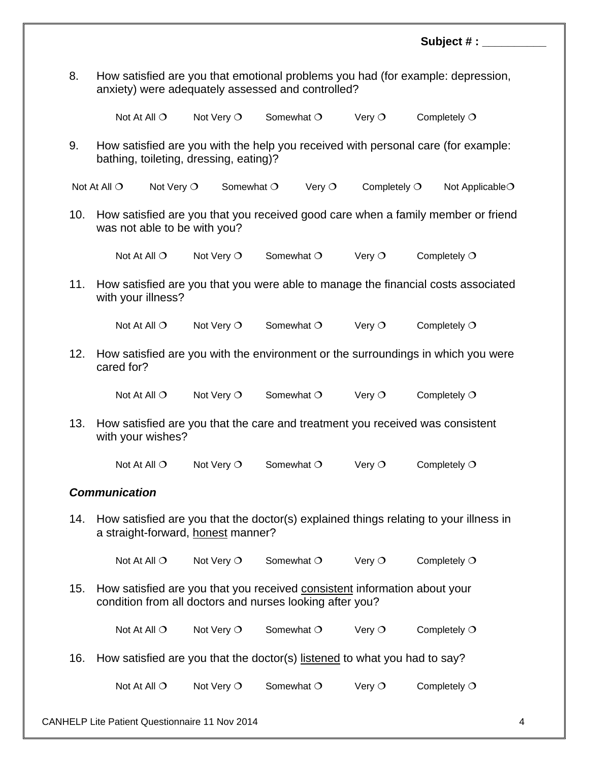Subject # : __________

8. How satisfied are you that emotional problems you had (for example: depression, anxiety) were adequately assessed and controlled?

   Not At All ❍ Not Very ❍ Somewhat ❍ Very ❍ Completely ❍

9. How satisfied are you with the help you received with personal care (for example: bathing, toileting, dressing, eating)?

   Not At All ❍ Not Very ❍ Somewhat ❍ Very ❍ Completely ❍ Not Applicable❍

10. How satisfied are you that you received good care when a family member or friend was not able to be with you?

    Not At All ❍ Not Very ❍ Somewhat ❍ Very ❍ Completely ❍

11. How satisfied are you that you were able to manage the financial costs associated with your illness?

    Not At All ❍ Not Very ❍ Somewhat ❍ Very ❍ Completely ❍

12. How satisfied are you with the environment or the surroundings in which you were cared for?

    Not At All ❍ Not Very ❍ Somewhat ❍ Very ❍ Completely ❍

13. How satisfied are you that the care and treatment you received was consistent with your wishes?

    Not At All ❍ Not Very ❍ Somewhat ❍ Very ❍ Completely ❍

***Communication***

14. How satisfied are you that the doctor(s) explained things relating to your illness in a straight-forward, <u>honest</u> manner?

    Not At All ❍ Not Very ❍ Somewhat ❍ Very ❍ Completely ❍

15. How satisfied are you that you received <u>consistent</u> information about your condition from all doctors and nurses looking after you?

    Not At All ❍ Not Very ❍ Somewhat ❍ Very ❍ Completely ❍

16. How satisfied are you that the doctor(s) <u>listened</u> to what you had to say?

    Not At All ❍ Not Very ❍ Somewhat ❍ Very ❍ Completely ❍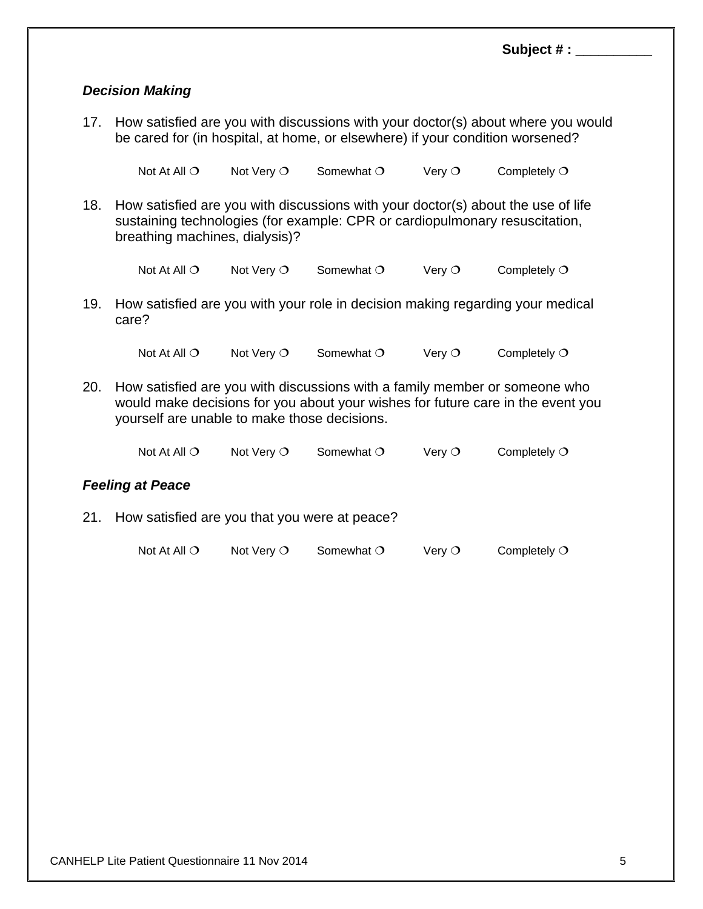Subject # : __________

***Decision Making***

17. How satisfied are you with discussions with your doctor(s) about where you would be cared for (in hospital, at home, or elsewhere) if your condition worsened?

    Not At All ❍ Not Very ❍ Somewhat ❍ Very ❍ Completely ❍

18. How satisfied are you with discussions with your doctor(s) about the use of life sustaining technologies (for example: CPR or cardiopulmonary resuscitation, breathing machines, dialysis)?

    Not At All ❍ Not Very ❍ Somewhat ❍ Very ❍ Completely ❍

19. How satisfied are you with your role in decision making regarding your medical care?

    Not At All ❍ Not Very ❍ Somewhat ❍ Very ❍ Completely ❍

20. How satisfied are you with discussions with a family member or someone who would make decisions for you about your wishes for future care in the event you yourself are unable to make those decisions.

    Not At All ❍ Not Very ❍ Somewhat ❍ Very ❍ Completely ❍

***Feeling at Peace***

21. How satisfied are you that you were at peace?

    Not At All ❍ Not Very ❍ Somewhat ❍ Very ❍ Completely ❍